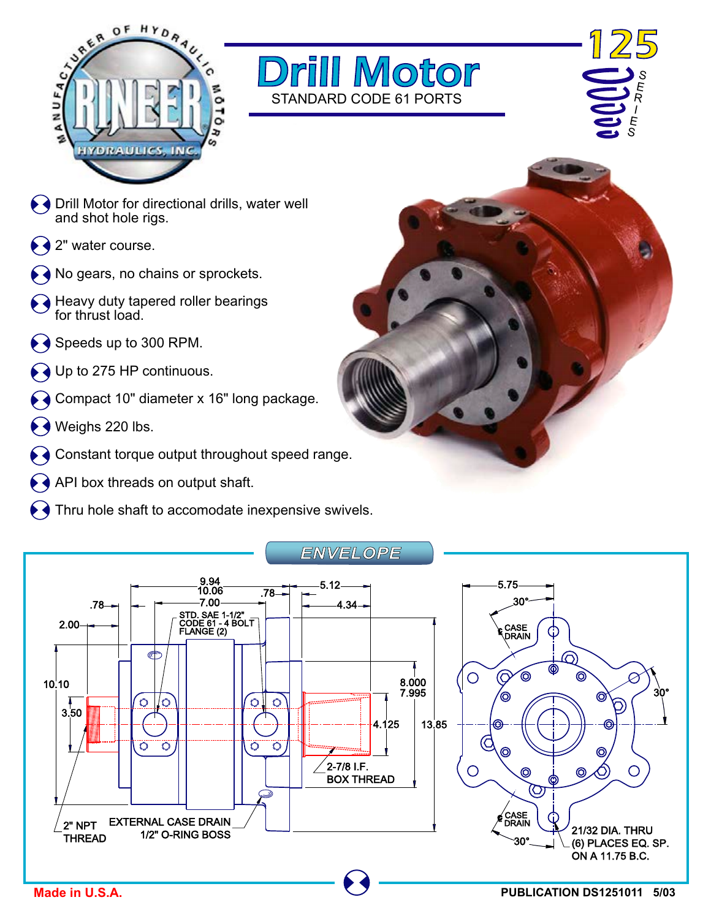# Drill Motor

STANDARD CODE 61 PORTS

125 SERIES

- Drill Motor for directional drills, water well and shot hole rigs.
- 2" water course.
- No gears, no chains or sprockets.
- Heavy duty tapered roller bearings for thrust load.
- Speeds up to 300 RPM.
- Up to 275 HP continuous.
- Compact 10" diameter x 16" long package.
- Weighs 220 lbs.
- Constant torque output throughout speed range.
- API box threads on output shaft.
- Thru hole shaft to accomodate inexpensive swivels.

## ENVELOPE

9.94 / 10.06

7.00

.78

5.12

4.34

.78

2.00

STD. SAE 1-1/2" CODE 61 - 4 BOLT FLANGE (2)

10.10

3.50

8.000 / 7.995

4.125

13.85

2-7/8 I.F. BOX THREAD

2" NPT THREAD

EXTERNAL CASE DRAIN 1/2" O-RING BOSS

5.75

30°

℄ CASE DRAIN

30°

℄ CASE DRAIN

30°

21/32 DIA. THRU (6) PLACES EQ. SP. ON A 11.75 B.C.

Made in U.S.A.

PUBLICATION DS1251011 5/03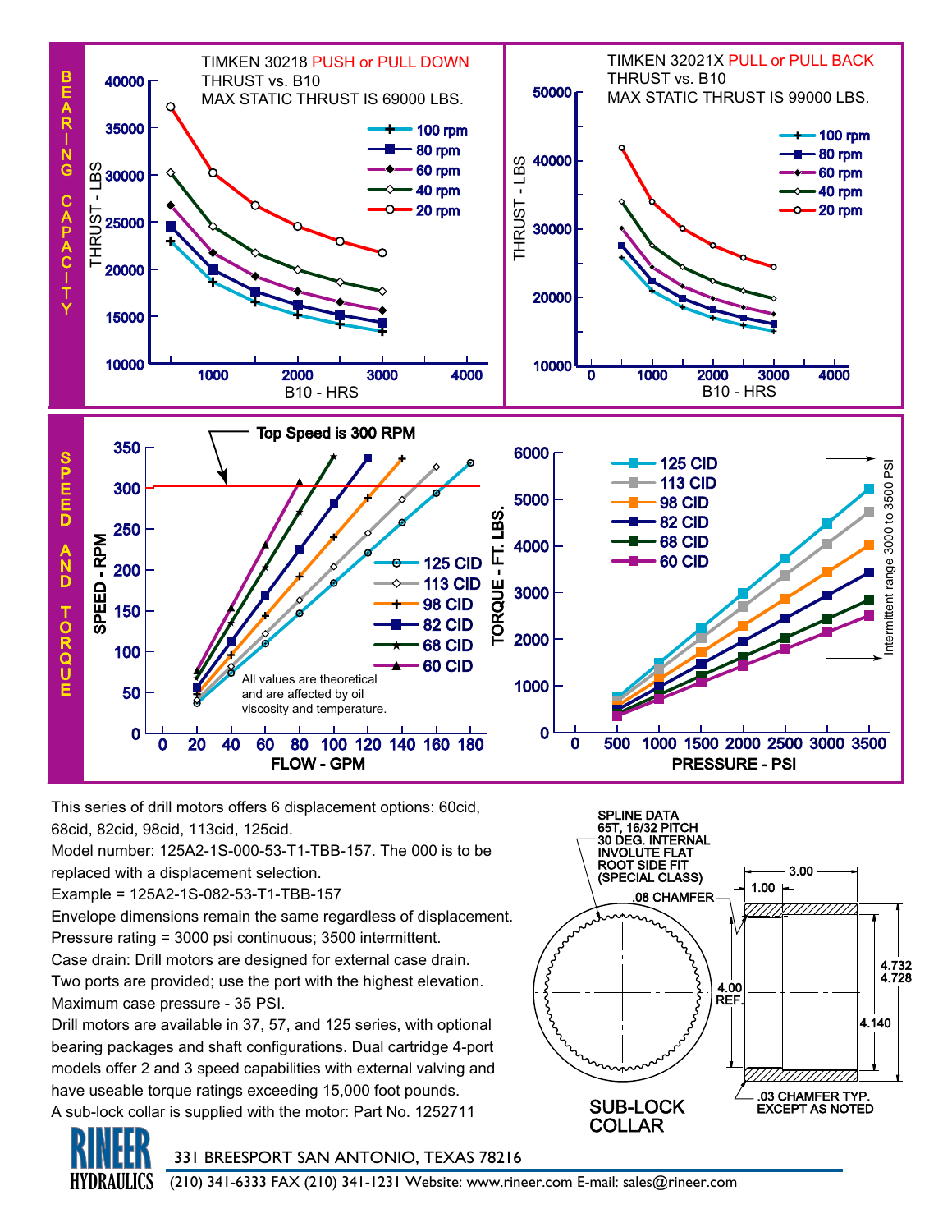BEARING CAPACITY

TIMKEN 30218 PUSH or PULL DOWN
THRUST vs. B10
MAX STATIC THRUST IS 69000 LBS.

THRUST - LBS
40000
35000
30000
25000
20000
15000
10000
1000
2000
3000
4000
B10 - HRS

100 rpm
80 rpm
60 rpm
40 rpm
20 rpm

TIMKEN 32021X PULL or PULL BACK
THRUST vs. B10
MAX STATIC THRUST IS 99000 LBS.

THRUST - LBS
50000
40000
30000
20000
10000
0
1000
2000
3000
4000
B10 - HRS

100 rpm
80 rpm
60 rpm
40 rpm
20 rpm

SPEED AND TORQUE

Top Speed is 300 RPM

SPEED - RPM
350
300
250
200
150
100
50
0
0
20
40
60
80
100
120
140
160
180
FLOW - GPM

125 CID
113 CID
98 CID
82 CID
68 CID
60 CID

All values are theoretical and are affected by oil viscosity and temperature.

TORQUE - FT. LBS.
6000
5000
4000
3000
2000
1000
0
0
500
1000
1500
2000
2500
3000
3500
PRESSURE - PSI

125 CID
113 CID
98 CID
82 CID
68 CID
60 CID

Intermittent range 3000 to 3500 PSI

This series of drill motors offers 6 displacement options: 60cid, 68cid, 82cid, 98cid, 113cid, 125cid.
Model number: 125A2-1S-000-53-T1-TBB-157. The 000 is to be replaced with a displacement selection.
Example = 125A2-1S-082-53-T1-TBB-157
Envelope dimensions remain the same regardless of displacement.
Pressure rating = 3000 psi continuous; 3500 intermittent.
Case drain: Drill motors are designed for external case drain. Two ports are provided; use the port with the highest elevation.
Maximum case pressure - 35 PSI.
Drill motors are available in 37, 57, and 125 series, with optional bearing packages and shaft configurations. Dual cartridge 4-port models offer 2 and 3 speed capabilities with external valving and have useable torque ratings exceeding 15,000 foot pounds.
A sub-lock collar is supplied with the motor: Part No. 1252711

SPLINE DATA
65T, 16/32 PITCH
30 DEG. INTERNAL
INVOLUTE FLAT
ROOT SIDE FIT
(SPECIAL CLASS)
.08 CHAMFER
3.00
1.00
4.00
REF.
4.732
4.728
4.140
.03 CHAMFER TYP.
EXCEPT AS NOTED

SUB-LOCK COLLAR

RINEER HYDRAULICS
331 BREESPORT SAN ANTONIO, TEXAS 78216
(210) 341-6333 FAX (210) 341-1231 Website: www.rineer.com E-mail: sales@rineer.com